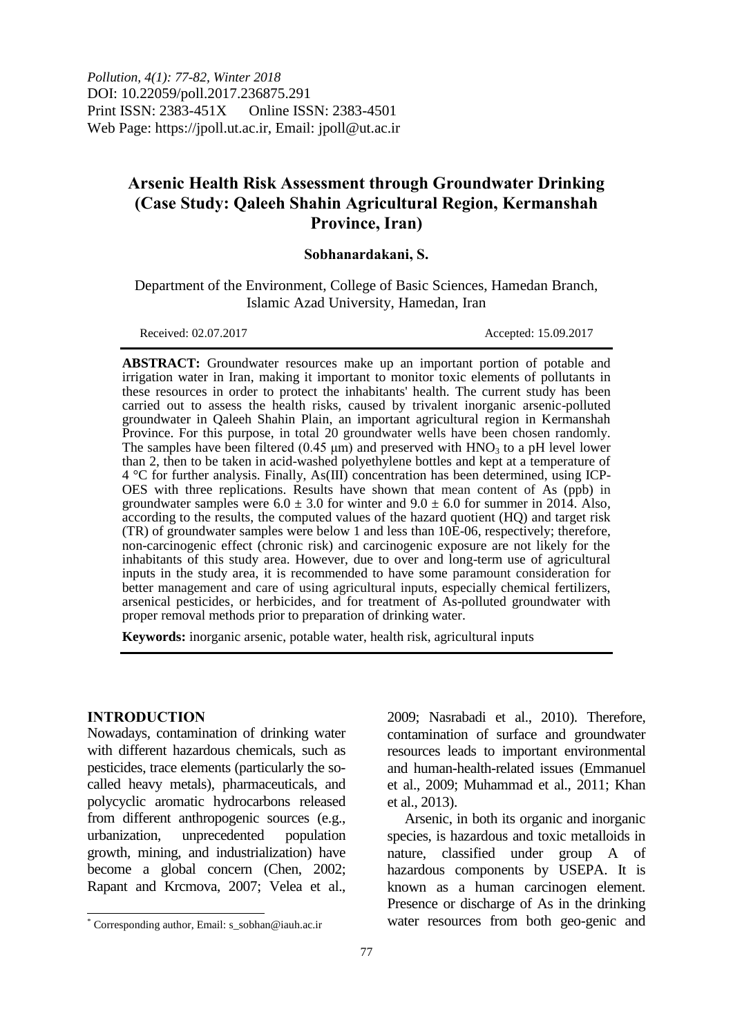*Pollution, 4(1): 77-82, Winter 2018*
DOI: 10.22059/poll.2017.236875.291
Print ISSN: 2383-451X Online ISSN: 2383-4501
Web Page: https://jpoll.ut.ac.ir, Email: jpoll@ut.ac.ir

# Arsenic Health Risk Assessment through Groundwater Drinking (Case Study: Qaleeh Shahin Agricultural Region, Kermanshah Province, Iran)

**Sobhanardakani, S.**

Department of the Environment, College of Basic Sciences, Hamedan Branch, Islamic Azad University, Hamedan, Iran

Received: 02.07.2017 Accepted: 15.09.2017

**ABSTRACT:** Groundwater resources make up an important portion of potable and irrigation water in Iran, making it important to monitor toxic elements of pollutants in these resources in order to protect the inhabitants' health. The current study has been carried out to assess the health risks, caused by trivalent inorganic arsenic-polluted groundwater in Qaleeh Shahin Plain, an important agricultural region in Kermanshah Province. For this purpose, in total 20 groundwater wells have been chosen randomly. The samples have been filtered (0.45 μm) and preserved with $HNO_3$ to a pH level lower than 2, then to be taken in acid-washed polyethylene bottles and kept at a temperature of 4 °C for further analysis. Finally, As(III) concentration has been determined, using ICP-OES with three replications. Results have shown that mean content of As (ppb) in groundwater samples were $6.0 \pm 3.0$ for winter and $9.0 \pm 6.0$ for summer in 2014. Also, according to the results, the computed values of the hazard quotient (HQ) and target risk (TR) of groundwater samples were below 1 and less than 10E-06, respectively; therefore, non-carcinogenic effect (chronic risk) and carcinogenic exposure are not likely for the inhabitants of this study area. However, due to over and long-term use of agricultural inputs in the study area, it is recommended to have some paramount consideration for better management and care of using agricultural inputs, especially chemical fertilizers, arsenical pesticides, or herbicides, and for treatment of As-polluted groundwater with proper removal methods prior to preparation of drinking water.

**Keywords:** inorganic arsenic, potable water, health risk, agricultural inputs

## INTRODUCTION

Nowadays, contamination of drinking water with different hazardous chemicals, such as pesticides, trace elements (particularly the so-called heavy metals), pharmaceuticals, and polycyclic aromatic hydrocarbons released from different anthropogenic sources (e.g., urbanization, unprecedented population growth, mining, and industrialization) have become a global concern (Chen, 2002; Rapant and Krcmova, 2007; Velea et al., 2009; Nasrabadi et al., 2010). Therefore, contamination of surface and groundwater resources leads to important environmental and human-health-related issues (Emmanuel et al., 2009; Muhammad et al., 2011; Khan et al., 2013).

Arsenic, in both its organic and inorganic species, is hazardous and toxic metalloids in nature, classified under group A of hazardous components by USEPA. It is known as a human carcinogen element. Presence or discharge of As in the drinking water resources from both geo-genic and

* Corresponding author, Email: s_sobhan@iauh.ac.ir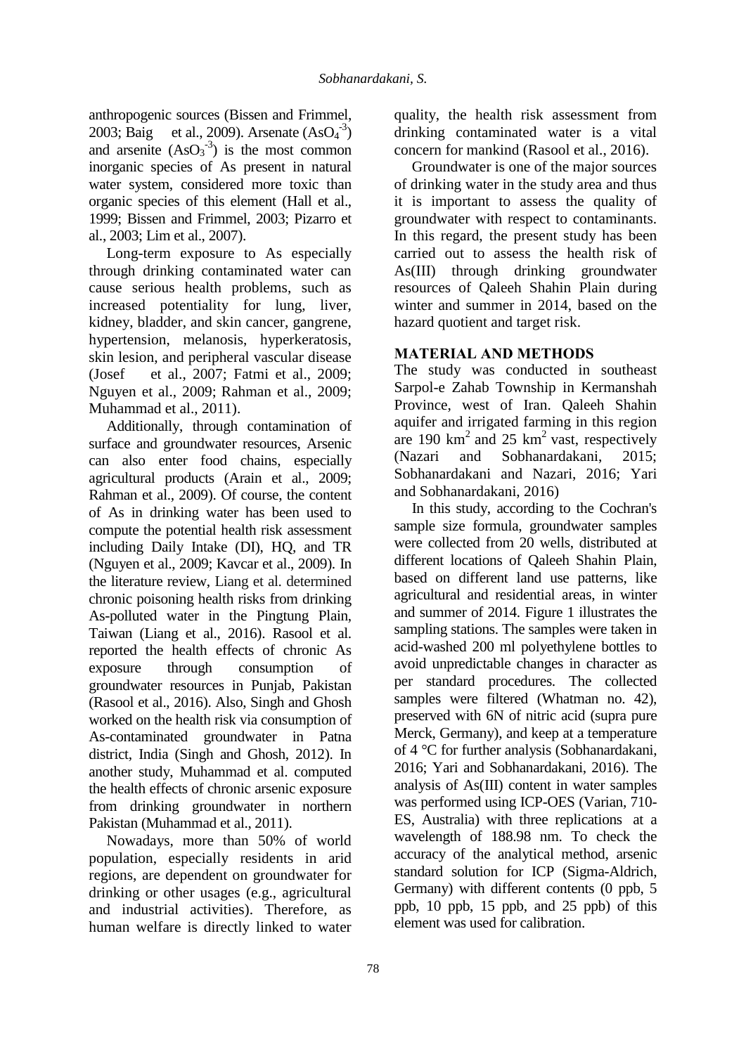anthropogenic sources (Bissen and Frimmel, 2003; Baig et al., 2009). Arsenate ($AsO_4^{-3}$) and arsenite ($AsO_3^{-3}$) is the most common inorganic species of As present in natural water system, considered more toxic than organic species of this element (Hall et al., 1999; Bissen and Frimmel, 2003; Pizarro et al., 2003; Lim et al., 2007).

Long-term exposure to As especially through drinking contaminated water can cause serious health problems, such as increased potentiality for lung, liver, kidney, bladder, and skin cancer, gangrene, hypertension, melanosis, hyperkeratosis, skin lesion, and peripheral vascular disease (Josef et al., 2007; Fatmi et al., 2009; Nguyen et al., 2009; Rahman et al., 2009; Muhammad et al., 2011).

Additionally, through contamination of surface and groundwater resources, Arsenic can also enter food chains, especially agricultural products (Arain et al., 2009; Rahman et al., 2009). Of course, the content of As in drinking water has been used to compute the potential health risk assessment including Daily Intake (DI), HQ, and TR (Nguyen et al., 2009; Kavcar et al., 2009). In the literature review, Liang et al. determined chronic poisoning health risks from drinking As-polluted water in the Pingtung Plain, Taiwan (Liang et al., 2016). Rasool et al. reported the health effects of chronic As exposure through consumption of groundwater resources in Punjab, Pakistan (Rasool et al., 2016). Also, Singh and Ghosh worked on the health risk via consumption of As-contaminated groundwater in Patna district, India (Singh and Ghosh, 2012). In another study, Muhammad et al. computed the health effects of chronic arsenic exposure from drinking groundwater in northern Pakistan (Muhammad et al., 2011).

Nowadays, more than 50% of world population, especially residents in arid regions, are dependent on groundwater for drinking or other usages (e.g., agricultural and industrial activities). Therefore, as human welfare is directly linked to water quality, the health risk assessment from drinking contaminated water is a vital concern for mankind (Rasool et al., 2016).

Groundwater is one of the major sources of drinking water in the study area and thus it is important to assess the quality of groundwater with respect to contaminants. In this regard, the present study has been carried out to assess the health risk of As(III) through drinking groundwater resources of Qaleeh Shahin Plain during winter and summer in 2014, based on the hazard quotient and target risk.

## MATERIAL AND METHODS

The study was conducted in southeast Sarpol-e Zahab Township in Kermanshah Province, west of Iran. Qaleeh Shahin aquifer and irrigated farming in this region are 190 $km^2$ and 25 $km^2$ vast, respectively (Nazari and Sobhanardakani, 2015; Sobhanardakani and Nazari, 2016; Yari and Sobhanardakani, 2016)

In this study, according to the Cochran's sample size formula, groundwater samples were collected from 20 wells, distributed at different locations of Qaleeh Shahin Plain, based on different land use patterns, like agricultural and residential areas, in winter and summer of 2014. Figure 1 illustrates the sampling stations. The samples were taken in acid-washed 200 ml polyethylene bottles to avoid unpredictable changes in character as per standard procedures. The collected samples were filtered (Whatman no. 42), preserved with 6N of nitric acid (supra pure Merck, Germany), and keep at a temperature of 4 °C for further analysis (Sobhanardakani, 2016; Yari and Sobhanardakani, 2016). The analysis of As(III) content in water samples was performed using ICP-OES (Varian, 710-ES, Australia) with three replications at a wavelength of 188.98 nm. To check the accuracy of the analytical method, arsenic standard solution for ICP (Sigma-Aldrich, Germany) with different contents (0 ppb, 5 ppb, 10 ppb, 15 ppb, and 25 ppb) of this element was used for calibration.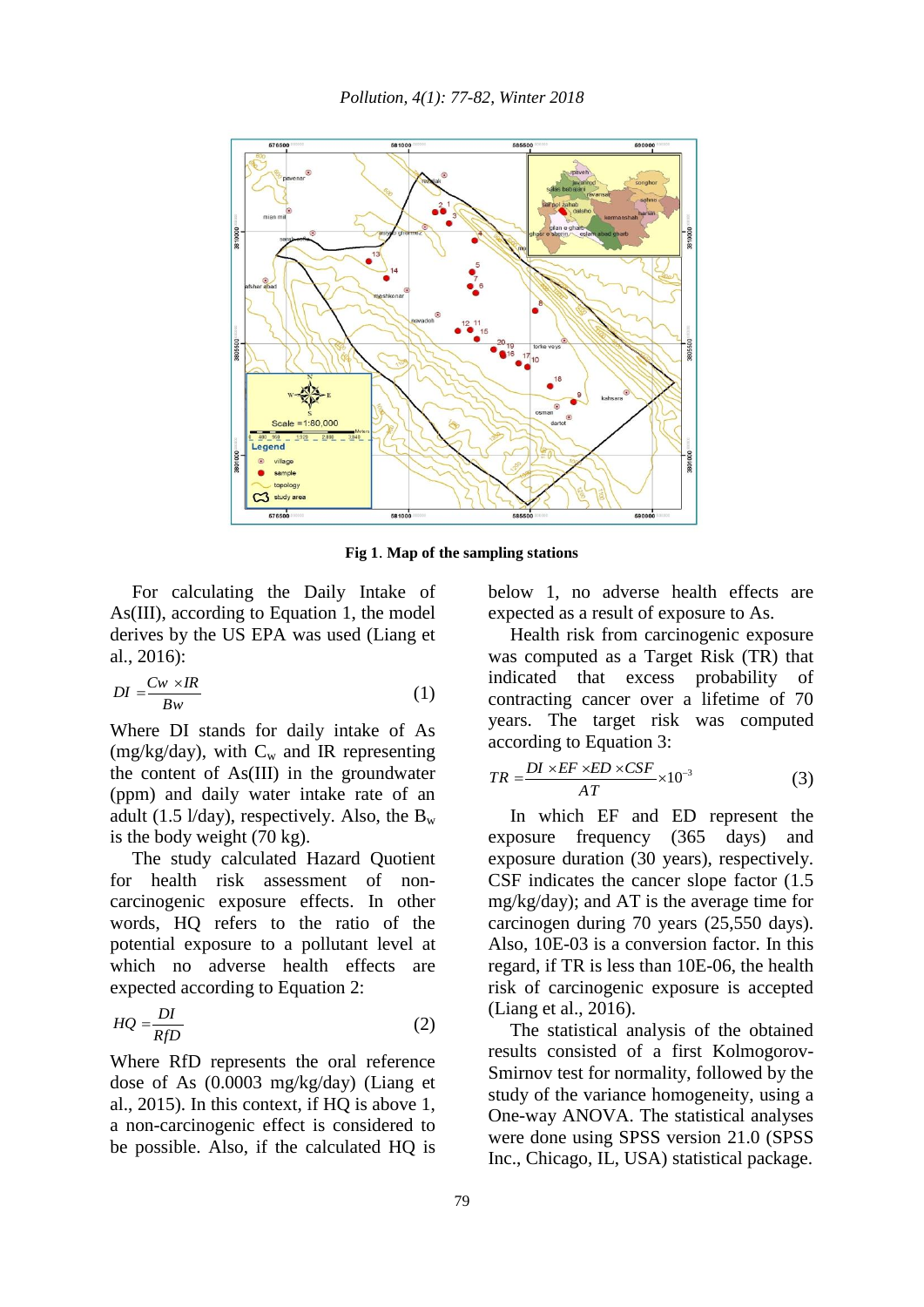**Fig 1**. **Map of the sampling stations**

For calculating the Daily Intake of As(III), according to Equation 1, the model derives by the US EPA was used (Liang et al., 2016):

$$DI = \frac{Cw \times IR}{Bw} \quad (1)$$

Where DI stands for daily intake of As (mg/kg/day), with $C_w$ and IR representing the content of As(III) in the groundwater (ppm) and daily water intake rate of an adult (1.5 l/day), respectively. Also, the $B_w$ is the body weight (70 kg).

The study calculated Hazard Quotient for health risk assessment of non-carcinogenic exposure effects. In other words, HQ refers to the ratio of the potential exposure to a pollutant level at which no adverse health effects are expected according to Equation 2:

$$HQ = \frac{DI}{RfD} \quad (2)$$

Where RfD represents the oral reference dose of As (0.0003 mg/kg/day) (Liang et al., 2015). In this context, if HQ is above 1, a non-carcinogenic effect is considered to be possible. Also, if the calculated HQ is below 1, no adverse health effects are expected as a result of exposure to As.

Health risk from carcinogenic exposure was computed as a Target Risk (TR) that indicated that excess probability of contracting cancer over a lifetime of 70 years. The target risk was computed according to Equation 3:

$$TR = \frac{DI \times EF \times ED \times CSF}{AT} \times 10^{-3} \quad (3)$$

In which EF and ED represent the exposure frequency (365 days) and exposure duration (30 years), respectively. CSF indicates the cancer slope factor (1.5 mg/kg/day); and AT is the average time for carcinogen during 70 years (25,550 days). Also, 10E-03 is a conversion factor. In this regard, if TR is less than 10E-06, the health risk of carcinogenic exposure is accepted (Liang et al., 2016).

The statistical analysis of the obtained results consisted of a first Kolmogorov-Smirnov test for normality, followed by the study of the variance homogeneity, using a One-way ANOVA. The statistical analyses were done using SPSS version 21.0 (SPSS Inc., Chicago, IL, USA) statistical package.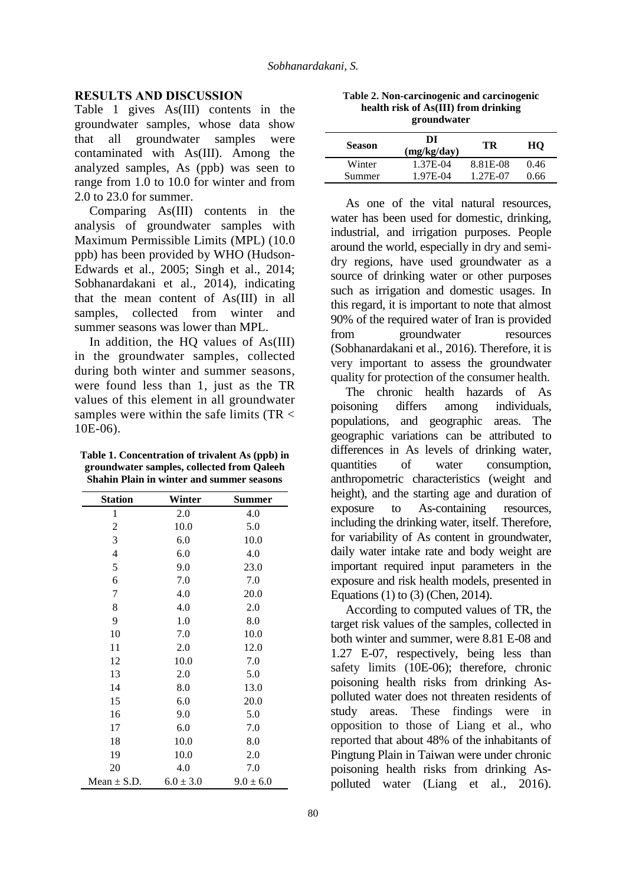## RESULTS AND DISCUSSION

Table 1 gives As(III) contents in the groundwater samples, whose data show that all groundwater samples were contaminated with As(III). Among the analyzed samples, As (ppb) was seen to range from 1.0 to 10.0 for winter and from 2.0 to 23.0 for summer.

Comparing As(III) contents in the analysis of groundwater samples with Maximum Permissible Limits (MPL) (10.0 ppb) has been provided by WHO (Hudson-Edwards et al., 2005; Singh et al., 2014; Sobhanardakani et al., 2014), indicating that the mean content of As(III) in all samples, collected from winter and summer seasons was lower than MPL.

In addition, the HQ values of As(III) in the groundwater samples, collected during both winter and summer seasons, were found less than 1, just as the TR values of this element in all groundwater samples were within the safe limits (TR < 10E-06).

**Table 1. Concentration of trivalent As (ppb) in groundwater samples, collected from Qaleeh Shahin Plain in winter and summer seasons**

| Station | Winter | Summer |
|---|---|---|
| 1 | 2.0 | 4.0 |
| 2 | 10.0 | 5.0 |
| 3 | 6.0 | 10.0 |
| 4 | 6.0 | 4.0 |
| 5 | 9.0 | 23.0 |
| 6 | 7.0 | 7.0 |
| 7 | 4.0 | 20.0 |
| 8 | 4.0 | 2.0 |
| 9 | 1.0 | 8.0 |
| 10 | 7.0 | 10.0 |
| 11 | 2.0 | 12.0 |
| 12 | 10.0 | 7.0 |
| 13 | 2.0 | 5.0 |
| 14 | 8.0 | 13.0 |
| 15 | 6.0 | 20.0 |
| 16 | 9.0 | 5.0 |
| 17 | 6.0 | 7.0 |
| 18 | 10.0 | 8.0 |
| 19 | 10.0 | 2.0 |
| 20 | 4.0 | 7.0 |
| Mean ± S.D. | 6.0 ± 3.0 | 9.0 ± 6.0 |

**Table 2. Non-carcinogenic and carcinogenic health risk of As(III) from drinking groundwater**

| Season | DI (mg/kg/day) | TR | HQ |
|---|---|---|---|
| Winter | 1.37E-04 | 8.81E-08 | 0.46 |
| Summer | 1.97E-04 | 1.27E-07 | 0.66 |

As one of the vital natural resources, water has been used for domestic, drinking, industrial, and irrigation purposes. People around the world, especially in dry and semi-dry regions, have used groundwater as a source of drinking water or other purposes such as irrigation and domestic usages. In this regard, it is important to note that almost 90% of the required water of Iran is provided from groundwater resources (Sobhanardakani et al., 2016). Therefore, it is very important to assess the groundwater quality for protection of the consumer health.

The chronic health hazards of As poisoning differs among individuals, populations, and geographic areas. The geographic variations can be attributed to differences in As levels of drinking water, quantities of water consumption, anthropometric characteristics (weight and height), and the starting age and duration of exposure to As-containing resources, including the drinking water, itself. Therefore, for variability of As content in groundwater, daily water intake rate and body weight are important required input parameters in the exposure and risk health models, presented in Equations (1) to (3) (Chen, 2014).

According to computed values of TR, the target risk values of the samples, collected in both winter and summer, were 8.81 E-08 and 1.27 E-07, respectively, being less than safety limits (10E-06); therefore, chronic poisoning health risks from drinking As-polluted water does not threaten residents of study areas. These findings were in opposition to those of Liang et al., who reported that about 48% of the inhabitants of Pingtung Plain in Taiwan were under chronic poisoning health risks from drinking As-polluted water (Liang et al., 2016).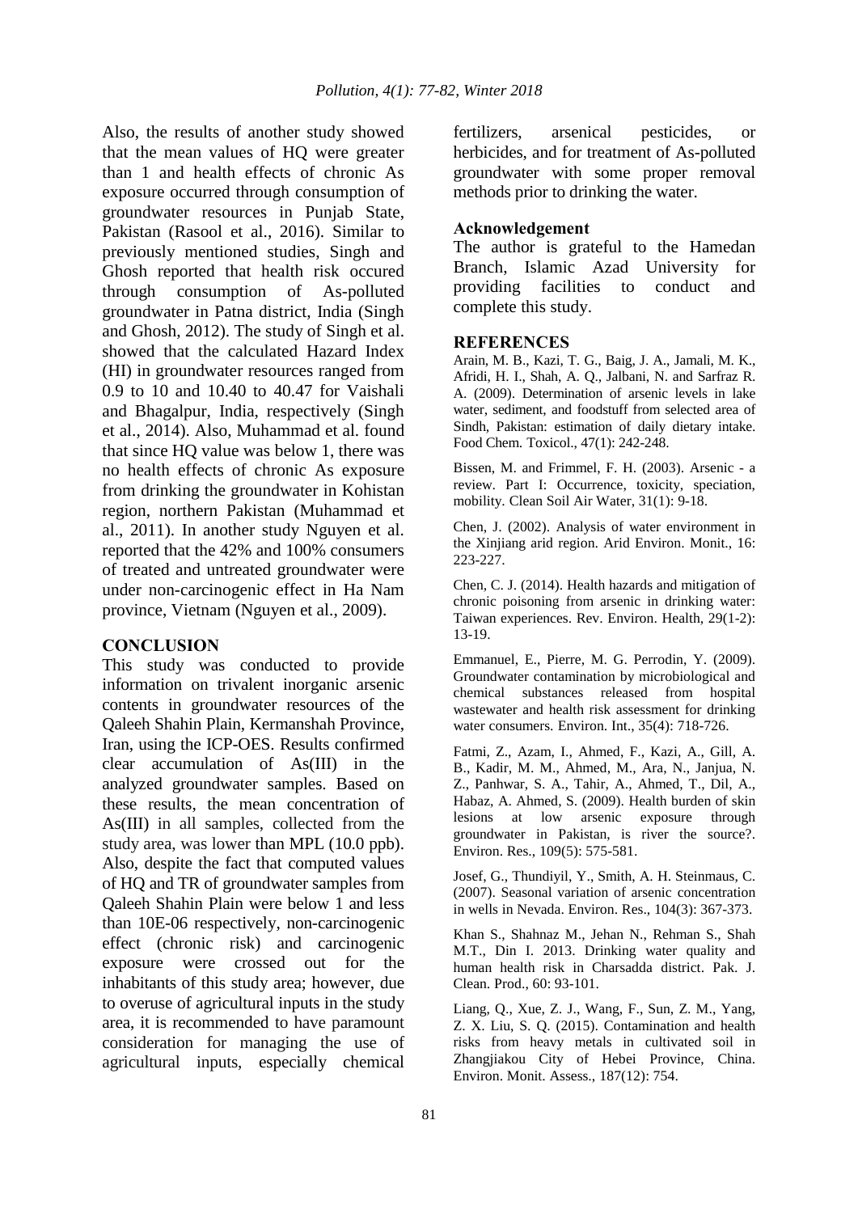Also, the results of another study showed that the mean values of HQ were greater than 1 and health effects of chronic As exposure occurred through consumption of groundwater resources in Punjab State, Pakistan (Rasool et al., 2016). Similar to previously mentioned studies, Singh and Ghosh reported that health risk occured through consumption of As-polluted groundwater in Patna district, India (Singh and Ghosh, 2012). The study of Singh et al. showed that the calculated Hazard Index (HI) in groundwater resources ranged from 0.9 to 10 and 10.40 to 40.47 for Vaishali and Bhagalpur, India, respectively (Singh et al., 2014). Also, Muhammad et al. found that since HQ value was below 1, there was no health effects of chronic As exposure from drinking the groundwater in Kohistan region, northern Pakistan (Muhammad et al., 2011). In another study Nguyen et al. reported that the 42% and 100% consumers of treated and untreated groundwater were under non-carcinogenic effect in Ha Nam province, Vietnam (Nguyen et al., 2009).

## CONCLUSION

This study was conducted to provide information on trivalent inorganic arsenic contents in groundwater resources of the Qaleeh Shahin Plain, Kermanshah Province, Iran, using the ICP-OES. Results confirmed clear accumulation of As(III) in the analyzed groundwater samples. Based on these results, the mean concentration of As(III) in all samples, collected from the study area, was lower than MPL (10.0 ppb). Also, despite the fact that computed values of HQ and TR of groundwater samples from Qaleeh Shahin Plain were below 1 and less than 10E-06 respectively, non-carcinogenic effect (chronic risk) and carcinogenic exposure were crossed out for the inhabitants of this study area; however, due to overuse of agricultural inputs in the study area, it is recommended to have paramount consideration for managing the use of agricultural inputs, especially chemical fertilizers, arsenical pesticides, or herbicides, and for treatment of As-polluted groundwater with some proper removal methods prior to drinking the water.

### Acknowledgement

The author is grateful to the Hamedan Branch, Islamic Azad University for providing facilities to conduct and complete this study.

## REFERENCES

Arain, M. B., Kazi, T. G., Baig, J. A., Jamali, M. K., Afridi, H. I., Shah, A. Q., Jalbani, N. and Sarfraz R. A. (2009). Determination of arsenic levels in lake water, sediment, and foodstuff from selected area of Sindh, Pakistan: estimation of daily dietary intake. Food Chem. Toxicol., 47(1): 242-248.

Bissen, M. and Frimmel, F. H. (2003). Arsenic - a review. Part I: Occurrence, toxicity, speciation, mobility. Clean Soil Air Water, 31(1): 9-18.

Chen, J. (2002). Analysis of water environment in the Xinjiang arid region. Arid Environ. Monit., 16: 223-227.

Chen, C. J. (2014). Health hazards and mitigation of chronic poisoning from arsenic in drinking water: Taiwan experiences. Rev. Environ. Health, 29(1-2): 13-19.

Emmanuel, E., Pierre, M. G. Perrodin, Y. (2009). Groundwater contamination by microbiological and chemical substances released from hospital wastewater and health risk assessment for drinking water consumers. Environ. Int., 35(4): 718-726.

Fatmi, Z., Azam, I., Ahmed, F., Kazi, A., Gill, A. B., Kadir, M. M., Ahmed, M., Ara, N., Janjua, N. Z., Panhwar, S. A., Tahir, A., Ahmed, T., Dil, A., Habaz, A. Ahmed, S. (2009). Health burden of skin lesions at low arsenic exposure through groundwater in Pakistan, is river the source?. Environ. Res., 109(5): 575-581.

Josef, G., Thundiyil, Y., Smith, A. H. Steinmaus, C. (2007). Seasonal variation of arsenic concentration in wells in Nevada. Environ. Res., 104(3): 367-373.

Khan S., Shahnaz M., Jehan N., Rehman S., Shah M.T., Din I. 2013. Drinking water quality and human health risk in Charsadda district. Pak. J. Clean. Prod., 60: 93-101.

Liang, Q., Xue, Z. J., Wang, F., Sun, Z. M., Yang, Z. X. Liu, S. Q. (2015). Contamination and health risks from heavy metals in cultivated soil in Zhangjiakou City of Hebei Province, China. Environ. Monit. Assess., 187(12): 754.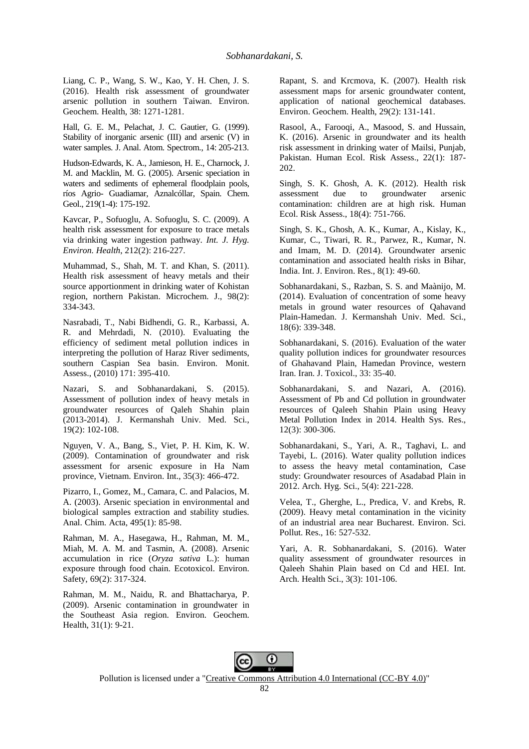Liang, C. P., Wang, S. W., Kao, Y. H. Chen, J. S. (2016). Health risk assessment of groundwater arsenic pollution in southern Taiwan. Environ. Geochem. Health, 38: 1271-1281.

Hall, G. E. M., Pelachat, J. C. Gautier, G. (1999). Stability of inorganic arsenic (III) and arsenic (V) in water samples. J. Anal. Atom. Spectrom., 14: 205-213.

Hudson-Edwards, K. A., Jamieson, H. E., Charnock, J. M. and Macklin, M. G. (2005). Arsenic speciation in waters and sediments of ephemeral floodplain pools, ríos Agrio- Guadiamar, Aznalcóllar, Spain. Chem. Geol., 219(1-4): 175-192.

Kavcar, P., Sofuoglu, A. Sofuoglu, S. C. (2009). A health risk assessment for exposure to trace metals via drinking water ingestion pathway. *Int. J. Hyg. Environ. Health*, 212(2): 216-227.

Muhammad, S., Shah, M. T. and Khan, S. (2011). Health risk assessment of heavy metals and their source apportionment in drinking water of Kohistan region, northern Pakistan. Microchem. J., 98(2): 334-343.

Nasrabadi, T., Nabi Bidhendi, G. R., Karbassi, A. R. and Mehrdadi, N. (2010). Evaluating the efficiency of sediment metal pollution indices in interpreting the pollution of Haraz River sediments, southern Caspian Sea basin. Environ. Monit. Assess., (2010) 171: 395-410.

Nazari, S. and Sobhanardakani, S. (2015). Assessment of pollution index of heavy metals in groundwater resources of Qaleh Shahin plain (2013-2014). J. Kermanshah Univ. Med. Sci., 19(2): 102-108.

Nguyen, V. A., Bang, S., Viet, P. H. Kim, K. W. (2009). Contamination of groundwater and risk assessment for arsenic exposure in Ha Nam province, Vietnam. Environ. Int., 35(3): 466-472.

Pizarro, I., Gomez, M., Camara, C. and Palacios, M. A. (2003). Arsenic speciation in environmental and biological samples extraction and stability studies. Anal. Chim. Acta, 495(1): 85-98.

Rahman, M. A., Hasegawa, H., Rahman, M. M., Miah, M. A. M. and Tasmin, A. (2008). Arsenic accumulation in rice (*Oryza sativa* L.): human exposure through food chain. Ecotoxicol. Environ. Safety, 69(2): 317-324.

Rahman, M. M., Naidu, R. and Bhattacharya, P. (2009). Arsenic contamination in groundwater in the Southeast Asia region. Environ. Geochem. Health, 31(1): 9-21.

Rapant, S. and Krcmova, K. (2007). Health risk assessment maps for arsenic groundwater content, application of national geochemical databases. Environ. Geochem. Health, 29(2): 131-141.

Rasool, A., Farooqi, A., Masood, S. and Hussain, K. (2016). Arsenic in groundwater and its health risk assessment in drinking water of Mailsi, Punjab, Pakistan. Human Ecol. Risk Assess., 22(1): 187-202.

Singh, S. K. Ghosh, A. K. (2012). Health risk assessment due to groundwater arsenic contamination: children are at high risk. Human Ecol. Risk Assess., 18(4): 751-766.

Singh, S. K., Ghosh, A. K., Kumar, A., Kislay, K., Kumar, C., Tiwari, R. R., Parwez, R., Kumar, N. and Imam, M. D. (2014). Groundwater arsenic contamination and associated health risks in Bihar, India. Int. J. Environ. Res., 8(1): 49-60.

Sobhanardakani, S., Razban, S. S. and Maànijo, M. (2014). Evaluation of concentration of some heavy metals in ground water resources of Qahavand Plain-Hamedan. J. Kermanshah Univ. Med. Sci., 18(6): 339-348.

Sobhanardakani, S. (2016). Evaluation of the water quality pollution indices for groundwater resources of Ghahavand Plain, Hamedan Province, western Iran. Iran. J. Toxicol., 33: 35-40.

Sobhanardakani, S. and Nazari, A. (2016). Assessment of Pb and Cd pollution in groundwater resources of Qaleeh Shahin Plain using Heavy Metal Pollution Index in 2014. Health Sys. Res., 12(3): 300-306.

Sobhanardakani, S., Yari, A. R., Taghavi, L. and Tayebi, L. (2016). Water quality pollution indices to assess the heavy metal contamination, Case study: Groundwater resources of Asadabad Plain in 2012. Arch. Hyg. Sci., 5(4): 221-228.

Velea, T., Gherghe, L., Predica, V. and Krebs, R. (2009). Heavy metal contamination in the vicinity of an industrial area near Bucharest. Environ. Sci. Pollut. Res., 16: 527-532.

Yari, A. R. Sobhanardakani, S. (2016). Water quality assessment of groundwater resources in Qaleeh Shahin Plain based on Cd and HEI. Int. Arch. Health Sci., 3(3): 101-106.

Pollution is licensed under a "Creative Commons Attribution 4.0 International (CC-BY 4.0)"